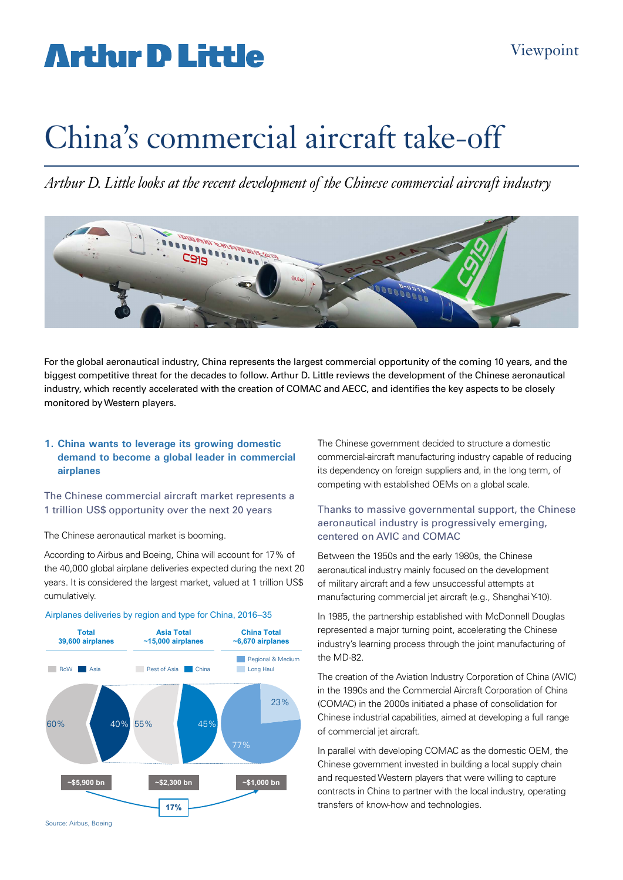# China's commercial aircraft take-off

*Arthur D. Little looks at the recent development of the Chinese commercial aircraft industry*

For the global aeronautical industry, China represents the largest commercial opportunity of the coming 10 years, and the biggest competitive threat for the decades to follow. Arthur D. Little reviews the development of the Chinese aeronautical industry, which recently accelerated with the creation of COMAC and AECC, and identifies the key aspects to be closely monitored by Western players.

## 1. China wants to leverage its growing domestic demand to become a global leader in commercial airplanes

### The Chinese commercial aircraft market represents a 1 trillion US$ opportunity over the next 20 years

The Chinese aeronautical market is booming.

According to Airbus and Boeing, China will account for 17% of the 40,000 global airplane deliveries expected during the next 20 years. It is considered the largest market, valued at 1 trillion US$ cumulatively.

Airplanes deliveries by region and type for China, 2016–35

| | Total 39,600 airplanes | Asia Total ~15,000 airplanes | China Total ~6,670 airplanes |
|---|---|---|---|
| Split | RoW 60% / Asia 40% | Rest of Asia 55% / China 45% | Regional & Medium 77% / Long Haul 23% |
| Value | ~$5,900 bn | ~$2,300 bn | ~$1,000 bn |

China share of total value: 17%

Source: Airbus, Boeing

The Chinese government decided to structure a domestic commercial-aircraft manufacturing industry capable of reducing its dependency on foreign suppliers and, in the long term, of competing with established OEMs on a global scale.

### Thanks to massive governmental support, the Chinese aeronautical industry is progressively emerging, centered on AVIC and COMAC

Between the 1950s and the early 1980s, the Chinese aeronautical industry mainly focused on the development of military aircraft and a few unsuccessful attempts at manufacturing commercial jet aircraft (e.g., Shanghai Y-10).

In 1985, the partnership established with McDonnell Douglas represented a major turning point, accelerating the Chinese industry's learning process through the joint manufacturing of the MD-82.

The creation of the Aviation Industry Corporation of China (AVIC) in the 1990s and the Commercial Aircraft Corporation of China (COMAC) in the 2000s initiated a phase of consolidation for Chinese industrial capabilities, aimed at developing a full range of commercial jet aircraft.

In parallel with developing COMAC as the domestic OEM, the Chinese government invested in building a local supply chain and requested Western players that were willing to capture contracts in China to partner with the local industry, operating transfers of know-how and technologies.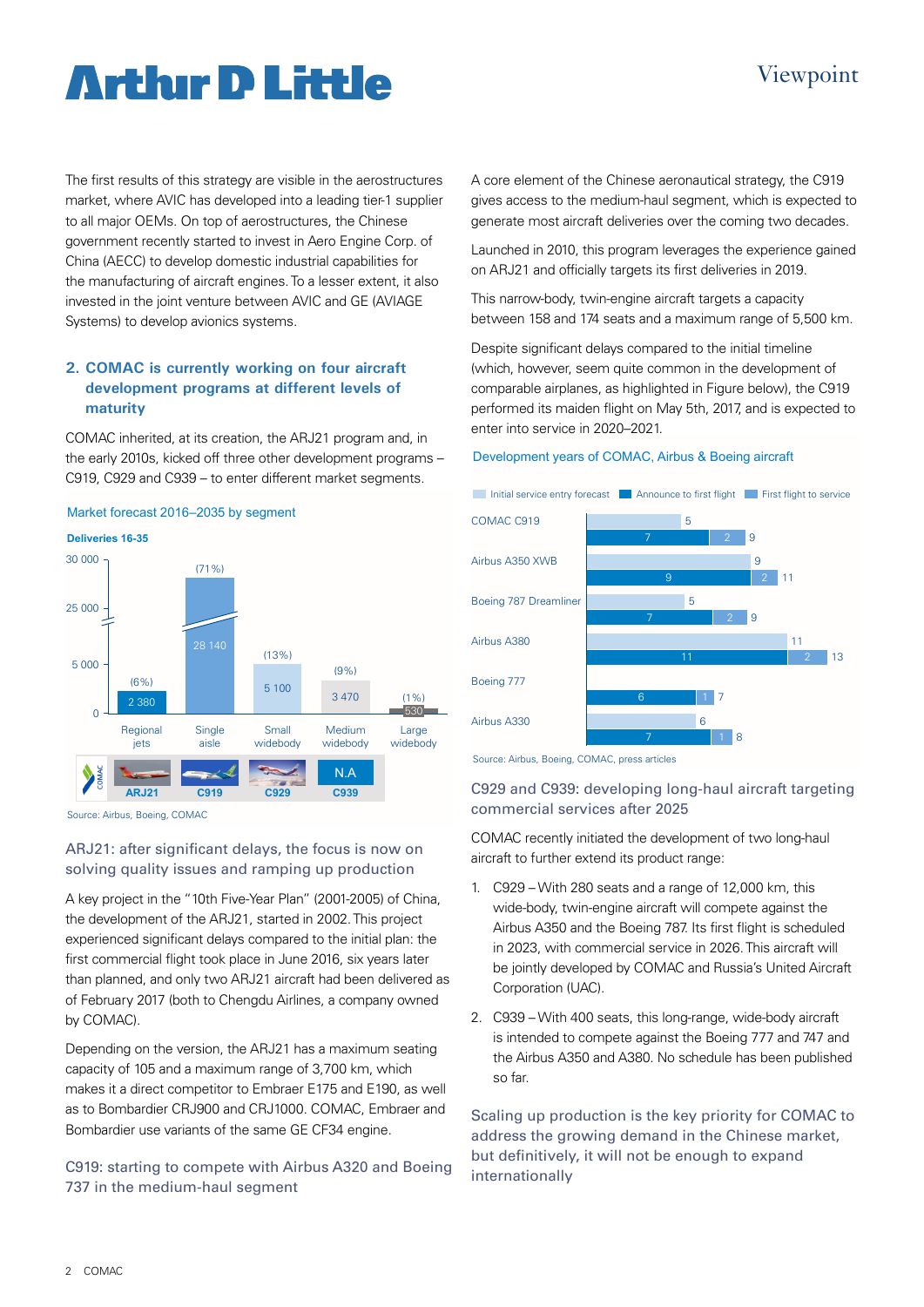The first results of this strategy are visible in the aerostructures market, where AVIC has developed into a leading tier-1 supplier to all major OEMs. On top of aerostructures, the Chinese government recently started to invest in Aero Engine Corp. of China (AECC) to develop domestic industrial capabilities for the manufacturing of aircraft engines. To a lesser extent, it also invested in the joint venture between AVIC and GE (AVIAGE Systems) to develop avionics systems.

## 2. COMAC is currently working on four aircraft development programs at different levels of maturity

COMAC inherited, at its creation, the ARJ21 program and, in the early 2010s, kicked off three other development programs – C919, C929 and C939 – to enter different market segments.

Market forecast 2016–2035 by segment

Deliveries 16-35

| Segment | Deliveries | Share | COMAC aircraft |
|---|---|---|---|
| Regional jets | 2 380 | (6%) | ARJ21 |
| Single aisle | 28 140 | (71%) | C919 |
| Small widebody | 5 100 | (13%) | C929 |
| Medium widebody | 3 470 | (9%) | C939 (N.A) |
| Large widebody | 530 | (1%) | |

Source: Airbus, Boeing, COMAC

### ARJ21: after significant delays, the focus is now on solving quality issues and ramping up production

A key project in the "10th Five-Year Plan" (2001-2005) of China, the development of the ARJ21, started in 2002. This project experienced significant delays compared to the initial plan: the first commercial flight took place in June 2016, six years later than planned, and only two ARJ21 aircraft had been delivered as of February 2017 (both to Chengdu Airlines, a company owned by COMAC).

Depending on the version, the ARJ21 has a maximum seating capacity of 105 and a maximum range of 3,700 km, which makes it a direct competitor to Embraer E175 and E190, as well as to Bombardier CRJ900 and CRJ1000. COMAC, Embraer and Bombardier use variants of the same GE CF34 engine.

### C919: starting to compete with Airbus A320 and Boeing 737 in the medium-haul segment

A core element of the Chinese aeronautical strategy, the C919 gives access to the medium-haul segment, which is expected to generate most aircraft deliveries over the coming two decades.

Launched in 2010, this program leverages the experience gained on ARJ21 and officially targets its first deliveries in 2019.

This narrow-body, twin-engine aircraft targets a capacity between 158 and 174 seats and a maximum range of 5,500 km.

Despite significant delays compared to the initial timeline (which, however, seem quite common in the development of comparable airplanes, as highlighted in Figure below), the C919 performed its maiden flight on May 5th, 2017, and is expected to enter into service in 2020–2021.

Development years of COMAC, Airbus & Boeing aircraft

| Aircraft | Initial service entry forecast | Announce to first flight | First flight to service | Total |
|---|---|---|---|---|
| COMAC C919 | 5 | 7 | 2 | 9 |
| Airbus A350 XWB | 9 | 9 | 2 | 11 |
| Boeing 787 Dreamliner | 5 | 7 | 2 | 9 |
| Airbus A380 | 11 | 11 | 2 | 13 |
| Boeing 777 | | 6 | 1 | 7 |
| Airbus A330 | 6 | 7 | 1 | 8 |

Source: Airbus, Boeing, COMAC, press articles

### C929 and C939: developing long-haul aircraft targeting commercial services after 2025

COMAC recently initiated the development of two long-haul aircraft to further extend its product range:

1. C929 – With 280 seats and a range of 12,000 km, this wide-body, twin-engine aircraft will compete against the Airbus A350 and the Boeing 787. Its first flight is scheduled in 2023, with commercial service in 2026. This aircraft will be jointly developed by COMAC and Russia's United Aircraft Corporation (UAC).

2. C939 – With 400 seats, this long-range, wide-body aircraft is intended to compete against the Boeing 777 and 747 and the Airbus A350 and A380. No schedule has been published so far.

### Scaling up production is the key priority for COMAC to address the growing demand in the Chinese market, but definitively, it will not be enough to expand internationally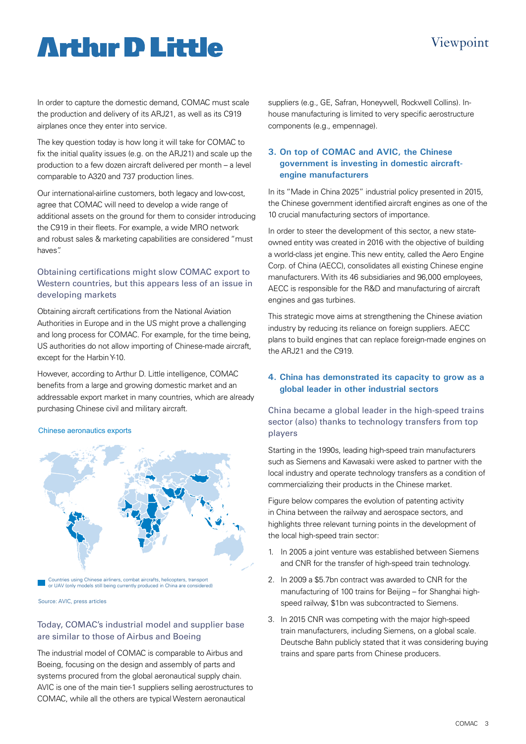In order to capture the domestic demand, COMAC must scale the production and delivery of its ARJ21, as well as its C919 airplanes once they enter into service.

The key question today is how long it will take for COMAC to fix the initial quality issues (e.g. on the ARJ21) and scale up the production to a few dozen aircraft delivered per month – a level comparable to A320 and 737 production lines.

Our international-airline customers, both legacy and low-cost, agree that COMAC will need to develop a wide range of additional assets on the ground for them to consider introducing the C919 in their fleets. For example, a wide MRO network and robust sales & marketing capabilities are considered "must haves".

### Obtaining certifications might slow COMAC export to Western countries, but this appears less of an issue in developing markets

Obtaining aircraft certifications from the National Aviation Authorities in Europe and in the US might prove a challenging and long process for COMAC. For example, for the time being, US authorities do not allow importing of Chinese-made aircraft, except for the Harbin Y-10.

However, according to Arthur D. Little intelligence, COMAC benefits from a large and growing domestic market and an addressable export market in many countries, which are already purchasing Chinese civil and military aircraft.

Chinese aeronautics exports

Countries using Chinese airliners, combat aircrafts, helicopters, transport or UAV (only models still being currently produced in China are considered)

Source: AVIC, press articles

### Today, COMAC's industrial model and supplier base are similar to those of Airbus and Boeing

The industrial model of COMAC is comparable to Airbus and Boeing, focusing on the design and assembly of parts and systems procured from the global aeronautical supply chain. AVIC is one of the main tier-1 suppliers selling aerostructures to COMAC, while all the others are typical Western aeronautical suppliers (e.g., GE, Safran, Honeywell, Rockwell Collins). In-house manufacturing is limited to very specific aerostructure components (e.g., empennage).

## 3. On top of COMAC and AVIC, the Chinese government is investing in domestic aircraft-engine manufacturers

In its "Made in China 2025" industrial policy presented in 2015, the Chinese government identified aircraft engines as one of the 10 crucial manufacturing sectors of importance.

In order to steer the development of this sector, a new state-owned entity was created in 2016 with the objective of building a world-class jet engine. This new entity, called the Aero Engine Corp. of China (AECC), consolidates all existing Chinese engine manufacturers. With its 46 subsidiaries and 96,000 employees, AECC is responsible for the R&D and manufacturing of aircraft engines and gas turbines.

This strategic move aims at strengthening the Chinese aviation industry by reducing its reliance on foreign suppliers. AECC plans to build engines that can replace foreign-made engines on the ARJ21 and the C919.

## 4. China has demonstrated its capacity to grow as a global leader in other industrial sectors

### China became a global leader in the high-speed trains sector (also) thanks to technology transfers from top players

Starting in the 1990s, leading high-speed train manufacturers such as Siemens and Kawasaki were asked to partner with the local industry and operate technology transfers as a condition of commercializing their products in the Chinese market.

Figure below compares the evolution of patenting activity in China between the railway and aerospace sectors, and highlights three relevant turning points in the development of the local high-speed train sector:

1. In 2005 a joint venture was established between Siemens and CNR for the transfer of high-speed train technology.
2. In 2009 a $5.7bn contract was awarded to CNR for the manufacturing of 100 trains for Beijing – for Shanghai high-speed railway, $1bn was subcontracted to Siemens.
3. In 2015 CNR was competing with the major high-speed train manufacturers, including Siemens, on a global scale. Deutsche Bahn publicly stated that it was considering buying trains and spare parts from Chinese producers.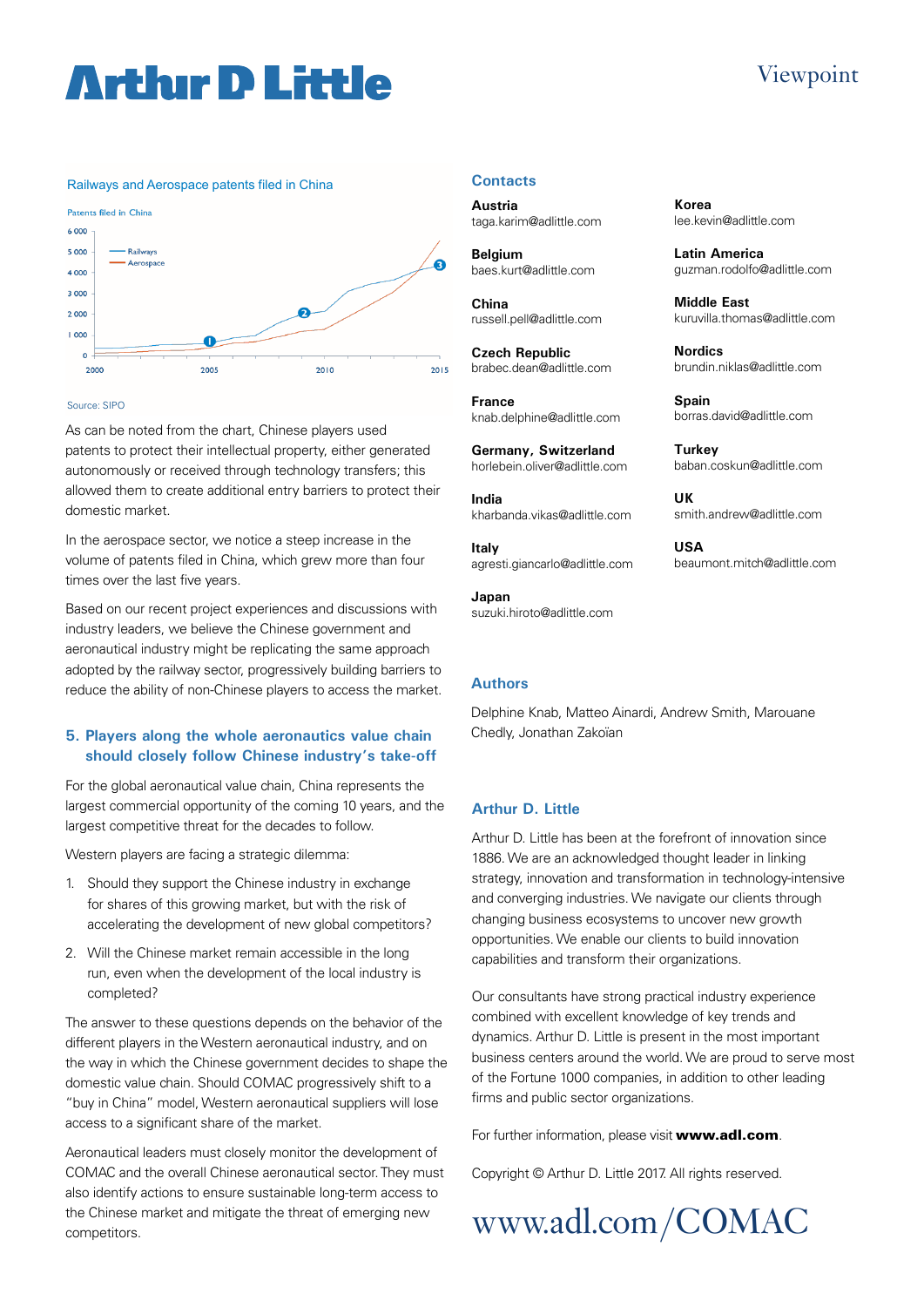Railways and Aerospace patents filed in China

Patents filed in China

6 000
5 000
4 000
3 000
2 000
1 000
0

Railways
Aerospace

2000
2005
2010
2015

1
2
3

Source: SIPO

As can be noted from the chart, Chinese players used patents to protect their intellectual property, either generated autonomously or received through technology transfers; this allowed them to create additional entry barriers to protect their domestic market.

In the aerospace sector, we notice a steep increase in the volume of patents filed in China, which grew more than four times over the last five years.

Based on our recent project experiences and discussions with industry leaders, we believe the Chinese government and aeronautical industry might be replicating the same approach adopted by the railway sector, progressively building barriers to reduce the ability of non-Chinese players to access the market.

### 5. Players along the whole aeronautics value chain should closely follow Chinese industry's take-off

For the global aeronautical value chain, China represents the largest commercial opportunity of the coming 10 years, and the largest competitive threat for the decades to follow.

Western players are facing a strategic dilemma:

1. Should they support the Chinese industry in exchange for shares of this growing market, but with the risk of accelerating the development of new global competitors?
2. Will the Chinese market remain accessible in the long run, even when the development of the local industry is completed?

The answer to these questions depends on the behavior of the different players in the Western aeronautical industry, and on the way in which the Chinese government decides to shape the domestic value chain. Should COMAC progressively shift to a "buy in China" model, Western aeronautical suppliers will lose access to a significant share of the market.

Aeronautical leaders must closely monitor the development of COMAC and the overall Chinese aeronautical sector. They must also identify actions to ensure sustainable long-term access to the Chinese market and mitigate the threat of emerging new competitors.

## Contacts

**Austria**
taga.karim@adlittle.com

**Belgium**
baes.kurt@adlittle.com

**China**
russell.pell@adlittle.com

**Czech Republic**
brabec.dean@adlittle.com

**France**
knab.delphine@adlittle.com

**Germany, Switzerland**
horlebein.oliver@adlittle.com

**India**
kharbanda.vikas@adlittle.com

**Italy**
agresti.giancarlo@adlittle.com

**Japan**
suzuki.hiroto@adlittle.com

**Korea**
lee.kevin@adlittle.com

**Latin America**
guzman.rodolfo@adlittle.com

**Middle East**
kuruvilla.thomas@adlittle.com

**Nordics**
brundin.niklas@adlittle.com

**Spain**
borras.david@adlittle.com

**Turkey**
baban.coskun@adlittle.com

**UK**
smith.andrew@adlittle.com

**USA**
beaumont.mitch@adlittle.com

## Authors

Delphine Knab, Matteo Ainardi, Andrew Smith, Marouane Chedly, Jonathan Zakoïan

## Arthur D. Little

Arthur D. Little has been at the forefront of innovation since 1886. We are an acknowledged thought leader in linking strategy, innovation and transformation in technology-intensive and converging industries. We navigate our clients through changing business ecosystems to uncover new growth opportunities. We enable our clients to build innovation capabilities and transform their organizations.

Our consultants have strong practical industry experience combined with excellent knowledge of key trends and dynamics. Arthur D. Little is present in the most important business centers around the world. We are proud to serve most of the Fortune 1000 companies, in addition to other leading firms and public sector organizations.

For further information, please visit **www.adl.com**.

Copyright © Arthur D. Little 2017. All rights reserved.

www.adl.com/COMAC